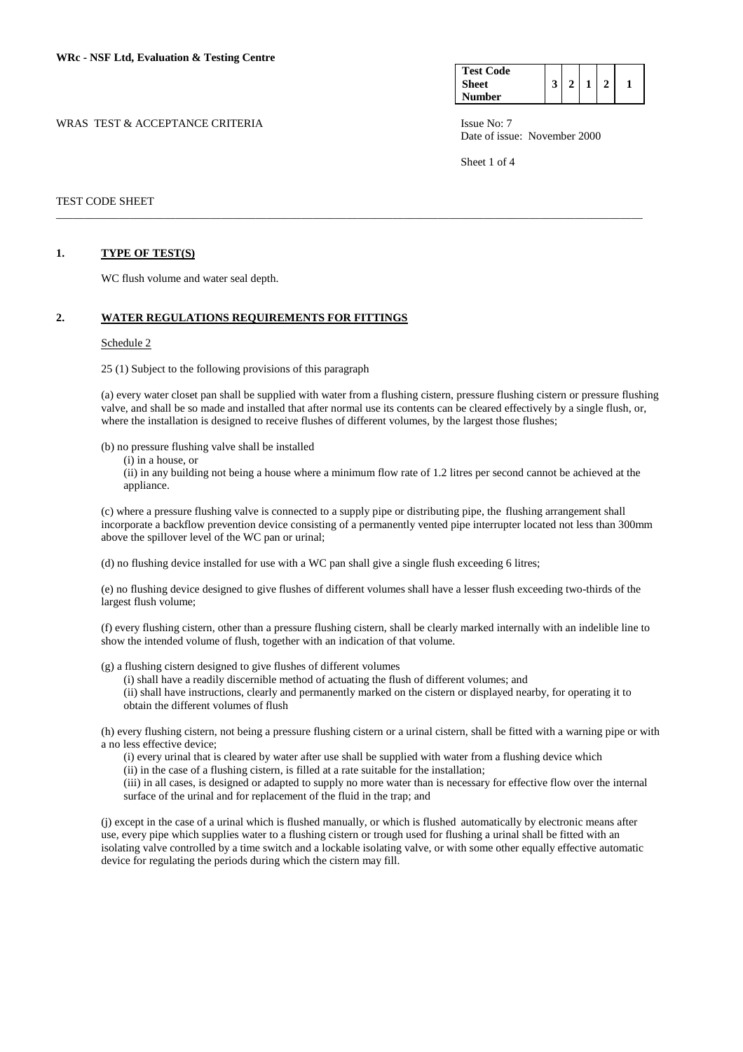**WRc - NSF Ltd, Evaluation & Testing Centre**

| Test Code Sheet Number | 3 | 2 | 1 | 2 | 1 |
|---|---|---|---|---|---|

WRAS TEST & ACCEPTANCE CRITERIA

Issue No: 7
Date of issue: November 2000

TEST CODE SHEET

---

## 1. TYPE OF TEST(S)

WC flush volume and water seal depth.

## 2. WATER REGULATIONS REQUIREMENTS FOR FITTINGS

Schedule 2

25 (1) Subject to the following provisions of this paragraph

(a) every water closet pan shall be supplied with water from a flushing cistern, pressure flushing cistern or pressure flushing valve, and shall be so made and installed that after normal use its contents can be cleared effectively by a single flush, or, where the installation is designed to receive flushes of different volumes, by the largest those flushes;

(b) no pressure flushing valve shall be installed

(i) in a house, or

(ii) in any building not being a house where a minimum flow rate of 1.2 litres per second cannot be achieved at the appliance.

(c) where a pressure flushing valve is connected to a supply pipe or distributing pipe, the flushing arrangement shall incorporate a backflow prevention device consisting of a permanently vented pipe interrupter located not less than 300mm above the spillover level of the WC pan or urinal;

(d) no flushing device installed for use with a WC pan shall give a single flush exceeding 6 litres;

(e) no flushing device designed to give flushes of different volumes shall have a lesser flush exceeding two-thirds of the largest flush volume;

(f) every flushing cistern, other than a pressure flushing cistern, shall be clearly marked internally with an indelible line to show the intended volume of flush, together with an indication of that volume.

(g) a flushing cistern designed to give flushes of different volumes

(i) shall have a readily discernible method of actuating the flush of different volumes; and

(ii) shall have instructions, clearly and permanently marked on the cistern or displayed nearby, for operating it to obtain the different volumes of flush

(h) every flushing cistern, not being a pressure flushing cistern or a urinal cistern, shall be fitted with a warning pipe or with a no less effective device;

(i) every urinal that is cleared by water after use shall be supplied with water from a flushing device which

(ii) in the case of a flushing cistern, is filled at a rate suitable for the installation;

(iii) in all cases, is designed or adapted to supply no more water than is necessary for effective flow over the internal surface of the urinal and for replacement of the fluid in the trap; and

(j) except in the case of a urinal which is flushed manually, or which is flushed automatically by electronic means after use, every pipe which supplies water to a flushing cistern or trough used for flushing a urinal shall be fitted with an isolating valve controlled by a time switch and a lockable isolating valve, or with some other equally effective automatic device for regulating the periods during which the cistern may fill.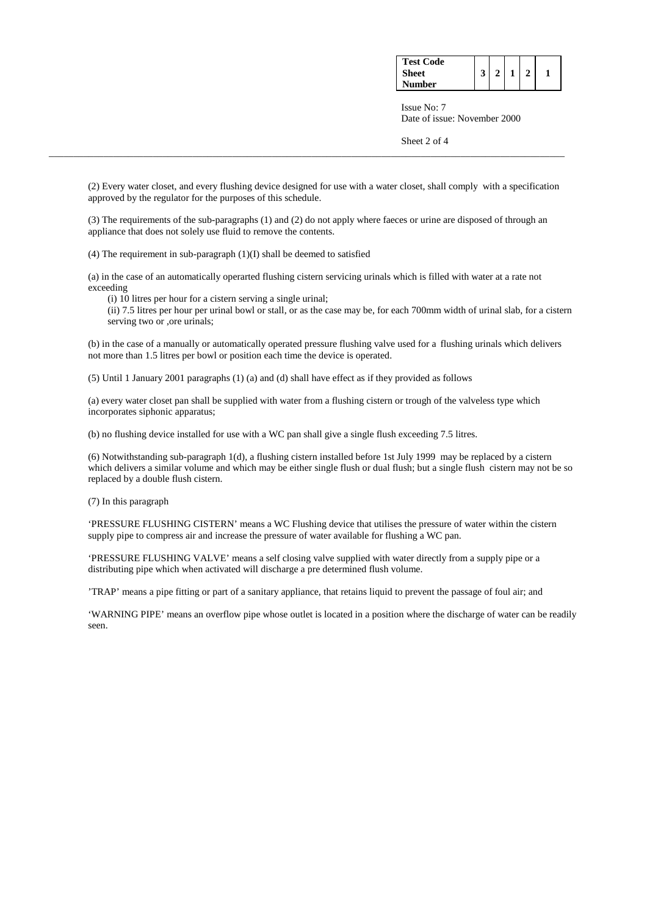| Test Code Sheet Number | 3 | 2 | 1 | 2 | 1 |
|---|---|---|---|---|---|

Issue No: 7
Date of issue: November 2000

(2) Every water closet, and every flushing device designed for use with a water closet, shall comply with a specification approved by the regulator for the purposes of this schedule.

(3) The requirements of the sub-paragraphs (1) and (2) do not apply where faeces or urine are disposed of through an appliance that does not solely use fluid to remove the contents.

(4) The requirement in sub-paragraph (1)(I) shall be deemed to satisfied

(a) in the case of an automatically operarted flushing cistern servicing urinals which is filled with water at a rate not exceeding

(i) 10 litres per hour for a cistern serving a single urinal;

(ii) 7.5 litres per hour per urinal bowl or stall, or as the case may be, for each 700mm width of urinal slab, for a cistern serving two or ,ore urinals;

(b) in the case of a manually or automatically operated pressure flushing valve used for a flushing urinals which delivers not more than 1.5 litres per bowl or position each time the device is operated.

(5) Until 1 January 2001 paragraphs (1) (a) and (d) shall have effect as if they provided as follows

(a) every water closet pan shall be supplied with water from a flushing cistern or trough of the valveless type which incorporates siphonic apparatus;

(b) no flushing device installed for use with a WC pan shall give a single flush exceeding 7.5 litres.

(6) Notwithstanding sub-paragraph 1(d), a flushing cistern installed before 1st July 1999 may be replaced by a cistern which delivers a similar volume and which may be either single flush or dual flush; but a single flush cistern may not be so replaced by a double flush cistern.

(7) In this paragraph

'PRESSURE FLUSHING CISTERN' means a WC Flushing device that utilises the pressure of water within the cistern supply pipe to compress air and increase the pressure of water available for flushing a WC pan.

'PRESSURE FLUSHING VALVE' means a self closing valve supplied with water directly from a supply pipe or a distributing pipe which when activated will discharge a pre determined flush volume.

'TRAP' means a pipe fitting or part of a sanitary appliance, that retains liquid to prevent the passage of foul air; and

'WARNING PIPE' means an overflow pipe whose outlet is located in a position where the discharge of water can be readily seen.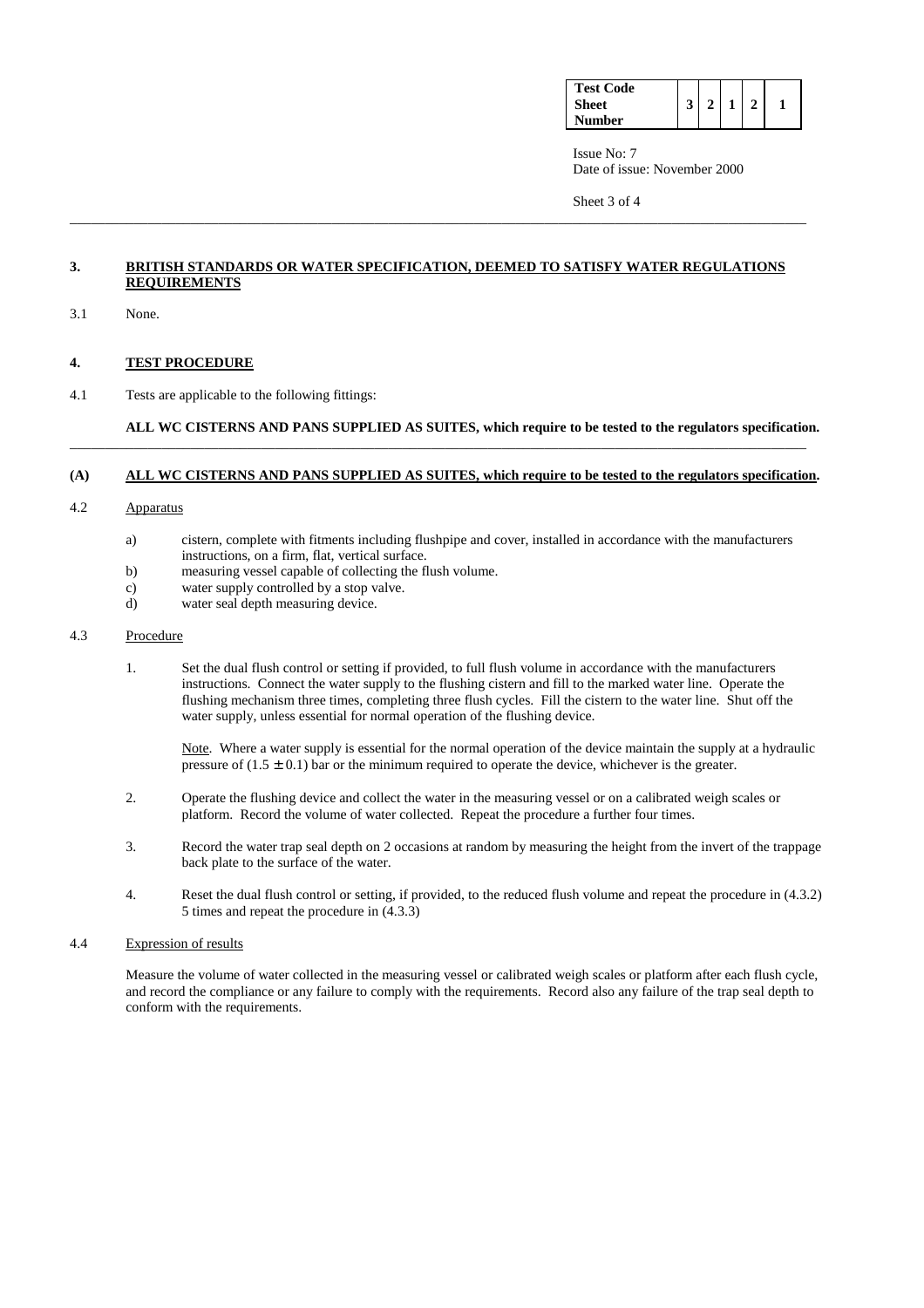| Test Code Sheet Number | 3 | 2 | 1 | 2 | 1 |
|---|---|---|---|---|---|

Issue No: 7
Date of issue: November 2000

## 3. BRITISH STANDARDS OR WATER SPECIFICATION, DEEMED TO SATISFY WATER REGULATIONS REQUIREMENTS

3.1 None.

## 4. TEST PROCEDURE

4.1 Tests are applicable to the following fittings:

**ALL WC CISTERNS AND PANS SUPPLIED AS SUITES, which require to be tested to the regulators specification.**

---

### (A) ALL WC CISTERNS AND PANS SUPPLIED AS SUITES, which require to be tested to the regulators specification.

4.2 Apparatus

a) cistern, complete with fitments including flushpipe and cover, installed in accordance with the manufacturers instructions, on a firm, flat, vertical surface.
b) measuring vessel capable of collecting the flush volume.
c) water supply controlled by a stop valve.
d) water seal depth measuring device.

4.3 Procedure

1. Set the dual flush control or setting if provided, to full flush volume in accordance with the manufacturers instructions. Connect the water supply to the flushing cistern and fill to the marked water line. Operate the flushing mechanism three times, completing three flush cycles. Fill the cistern to the water line. Shut off the water supply, unless essential for normal operation of the flushing device.

   Note. Where a water supply is essential for the normal operation of the device maintain the supply at a hydraulic pressure of $(1.5 \pm 0.1)$ bar or the minimum required to operate the device, whichever is the greater.

2. Operate the flushing device and collect the water in the measuring vessel or on a calibrated weigh scales or platform. Record the volume of water collected. Repeat the procedure a further four times.

3. Record the water trap seal depth on 2 occasions at random by measuring the height from the invert of the trappage back plate to the surface of the water.

4. Reset the dual flush control or setting, if provided, to the reduced flush volume and repeat the procedure in (4.3.2) 5 times and repeat the procedure in (4.3.3)

4.4 Expression of results

Measure the volume of water collected in the measuring vessel or calibrated weigh scales or platform after each flush cycle, and record the compliance or any failure to comply with the requirements. Record also any failure of the trap seal depth to conform with the requirements.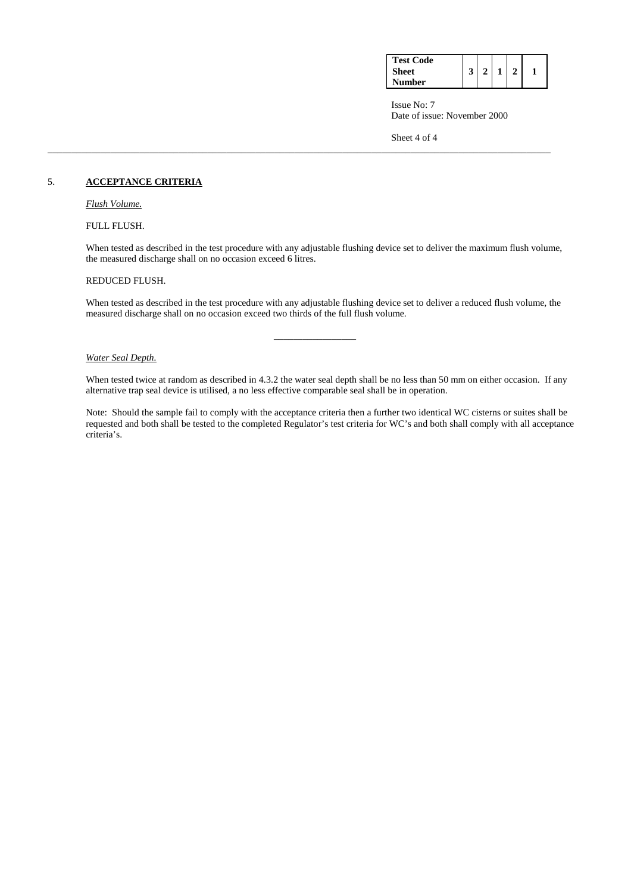## 5. ACCEPTANCE CRITERIA

*Flush Volume.*

FULL FLUSH.

When tested as described in the test procedure with any adjustable flushing device set to deliver the maximum flush volume, the measured discharge shall on no occasion exceed 6 litres.

REDUCED FLUSH.

When tested as described in the test procedure with any adjustable flushing device set to deliver a reduced flush volume, the measured discharge shall on no occasion exceed two thirds of the full flush volume.

---

*Water Seal Depth.*

When tested twice at random as described in 4.3.2 the water seal depth shall be no less than 50 mm on either occasion. If any alternative trap seal device is utilised, a no less effective comparable seal shall be in operation.

Note: Should the sample fail to comply with the acceptance criteria then a further two identical WC cisterns or suites shall be requested and both shall be tested to the completed Regulator's test criteria for WC's and both shall comply with all acceptance criteria's.